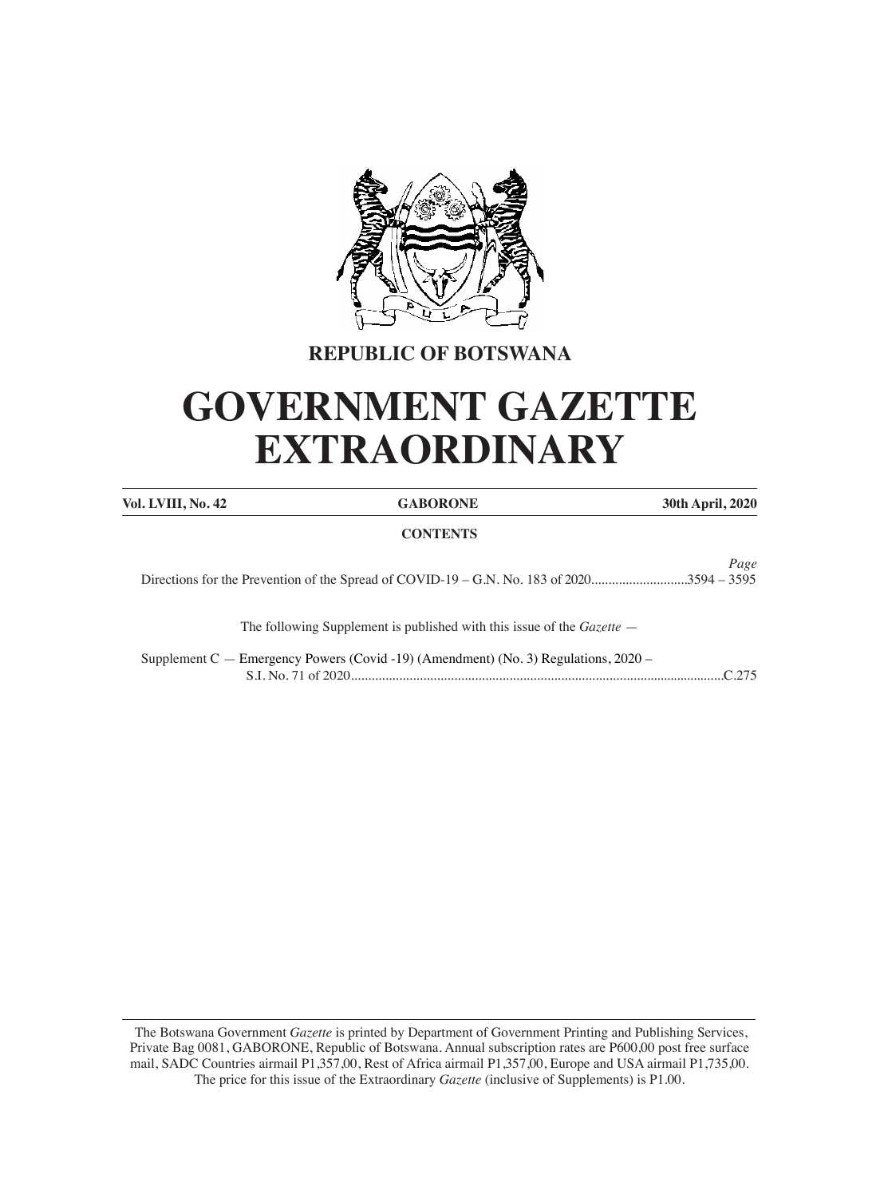**REPUBLIC OF BOTSWANA**

# GOVERNMENT GAZETTE EXTRAORDINARY

| **Vol. LVIII, No. 42** | **GABORONE** | **30th April, 2020** |
|---|---|---|

**CONTENTS**

| | *Page* |
|---|---|
| Directions for the Prevention of the Spread of COVID-19 – G.N. No. 183 of 2020 | 3594 – 3595 |

The following Supplement is published with this issue of the *Gazette* —

| | |
|---|---|
| Supplement C — Emergency Powers (Covid -19) (Amendment) (No. 3) Regulations, 2020 – S.I. No. 71 of 2020 | C.275 |

The Botswana Government *Gazette* is printed by Department of Government Printing and Publishing Services, Private Bag 0081, GABORONE, Republic of Botswana. Annual subscription rates are P600,00 post free surface mail, SADC Countries airmail P1,357,00, Rest of Africa airmail P1,357,00, Europe and USA airmail P1,735,00. The price for this issue of the Extraordinary *Gazette* (inclusive of Supplements) is P1.00.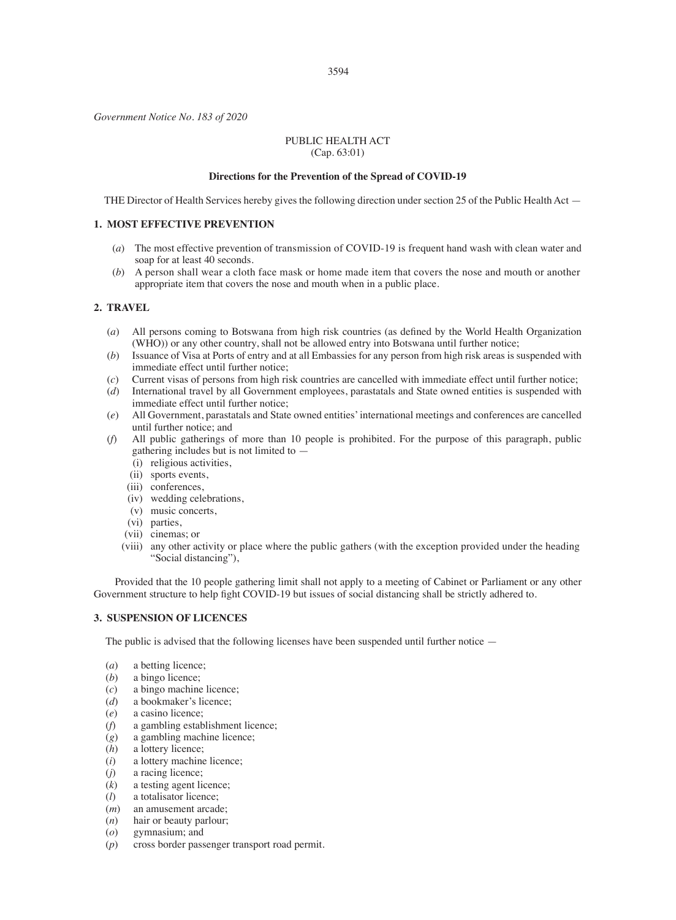*Government Notice No. 183 of 2020*

PUBLIC HEALTH ACT
(Cap. 63:01)

**Directions for the Prevention of the Spread of COVID-19**

THE Director of Health Services hereby gives the following direction under section 25 of the Public Health Act —

## 1. MOST EFFECTIVE PREVENTION

(*a*) The most effective prevention of transmission of COVID-19 is frequent hand wash with clean water and soap for at least 40 seconds.

(*b*) A person shall wear a cloth face mask or home made item that covers the nose and mouth or another appropriate item that covers the nose and mouth when in a public place.

## 2. TRAVEL

(*a*) All persons coming to Botswana from high risk countries (as defined by the World Health Organization (WHO)) or any other country, shall not be allowed entry into Botswana until further notice;

(*b*) Issuance of Visa at Ports of entry and at all Embassies for any person from high risk areas is suspended with immediate effect until further notice;

(*c*) Current visas of persons from high risk countries are cancelled with immediate effect until further notice;

(*d*) International travel by all Government employees, parastatals and State owned entities is suspended with immediate effect until further notice;

(*e*) All Government, parastatals and State owned entities' international meetings and conferences are cancelled until further notice; and

(*f*) All public gatherings of more than 10 people is prohibited. For the purpose of this paragraph, public gathering includes but is not limited to —

- (i) religious activities,
- (ii) sports events,
- (iii) conferences,
- (iv) wedding celebrations,
- (v) music concerts,
- (vi) parties,
- (vii) cinemas; or
- (viii) any other activity or place where the public gathers (with the exception provided under the heading "Social distancing"),

Provided that the 10 people gathering limit shall not apply to a meeting of Cabinet or Parliament or any other Government structure to help fight COVID-19 but issues of social distancing shall be strictly adhered to.

## 3. SUSPENSION OF LICENCES

The public is advised that the following licenses have been suspended until further notice —

(*a*) a betting licence;
(*b*) a bingo licence;
(*c*) a bingo machine licence;
(*d*) a bookmaker's licence;
(*e*) a casino licence;
(*f*) a gambling establishment licence;
(*g*) a gambling machine licence;
(*h*) a lottery licence;
(*i*) a lottery machine licence;
(*j*) a racing licence;
(*k*) a testing agent licence;
(*l*) a totalisator licence;
(*m*) an amusement arcade;
(*n*) hair or beauty parlour;
(*o*) gymnasium; and
(*p*) cross border passenger transport road permit.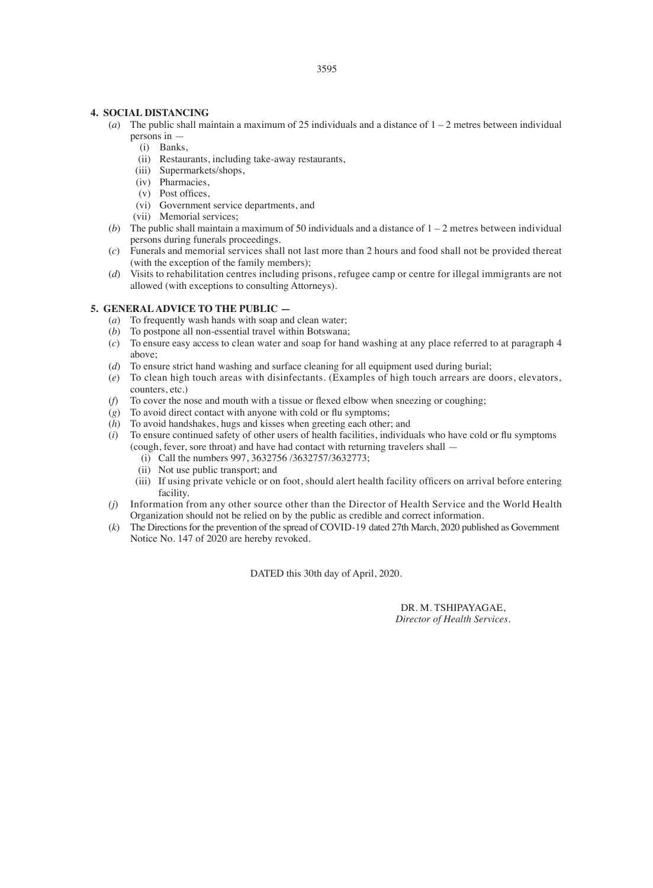## 4. SOCIAL DISTANCING

(*a*) The public shall maintain a maximum of 25 individuals and a distance of 1 – 2 metres between individual persons in —

- (i) Banks,
- (ii) Restaurants, including take-away restaurants,
- (iii) Supermarkets/shops,
- (iv) Pharmacies,
- (v) Post offices,
- (vi) Government service departments, and
- (vii) Memorial services;

(*b*) The public shall maintain a maximum of 50 individuals and a distance of 1 – 2 metres between individual persons during funerals proceedings.

(*c*) Funerals and memorial services shall not last more than 2 hours and food shall not be provided thereat (with the exception of the family members);

(*d*) Visits to rehabilitation centres including prisons, refugee camp or centre for illegal immigrants are not allowed (with exceptions to consulting Attorneys).

## 5. GENERAL ADVICE TO THE PUBLIC —

(*a*) To frequently wash hands with soap and clean water;

(*b*) To postpone all non-essential travel within Botswana;

(*c*) To ensure easy access to clean water and soap for hand washing at any place referred to at paragraph 4 above;

(*d*) To ensure strict hand washing and surface cleaning for all equipment used during burial;

(*e*) To clean high touch areas with disinfectants. (Examples of high touch arrears are doors, elevators, counters, etc.)

(*f*) To cover the nose and mouth with a tissue or flexed elbow when sneezing or coughing;

(*g*) To avoid direct contact with anyone with cold or flu symptoms;

(*h*) To avoid handshakes, hugs and kisses when greeting each other; and

(*i*) To ensure continued safety of other users of health facilities, individuals who have cold or flu symptoms (cough, fever, sore throat) and have had contact with returning travelers shall —

- (i) Call the numbers 997, 3632756 /3632757/3632773;
- (ii) Not use public transport; and
- (iii) If using private vehicle or on foot, should alert health facility officers on arrival before entering facility.

(*j*) Information from any other source other than the Director of Health Service and the World Health Organization should not be relied on by the public as credible and correct information.

(*k*) The Directions for the prevention of the spread of COVID-19 dated 27th March, 2020 published as Government Notice No. 147 of 2020 are hereby revoked.

DATED this 30th day of April, 2020.

DR. M. TSHIPAYAGAE,
*Director of Health Services.*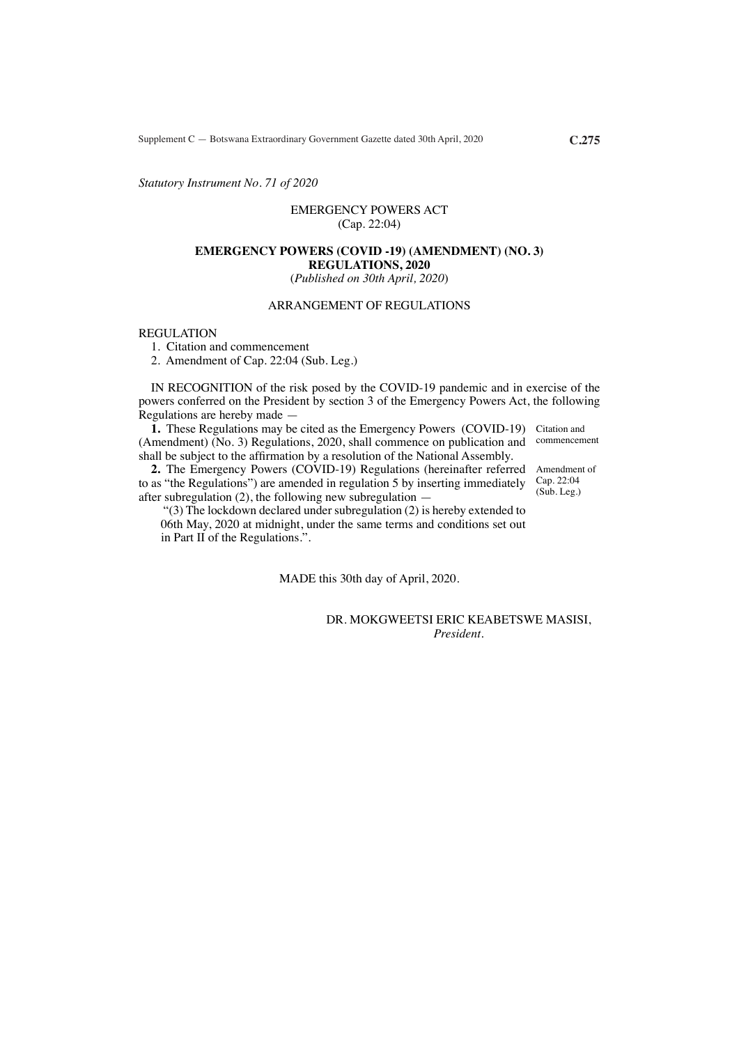*Statutory Instrument No. 71 of 2020*

EMERGENCY POWERS ACT
(Cap. 22:04)

# EMERGENCY POWERS (COVID -19) (AMENDMENT) (NO. 3) REGULATIONS, 2020

(*Published on 30th April, 2020*)

## ARRANGEMENT OF REGULATIONS

REGULATION

1. Citation and commencement
2. Amendment of Cap. 22:04 (Sub. Leg.)

IN RECOGNITION of the risk posed by the COVID-19 pandemic and in exercise of the powers conferred on the President by section 3 of the Emergency Powers Act, the following Regulations are hereby made —

*Citation and commencement*

**1.** These Regulations may be cited as the Emergency Powers (COVID-19) (Amendment) (No. 3) Regulations, 2020, shall commence on publication and shall be subject to the affirmation by a resolution of the National Assembly.

*Amendment of Cap. 22:04 (Sub. Leg.)*

**2.** The Emergency Powers (COVID-19) Regulations (hereinafter referred to as "the Regulations") are amended in regulation 5 by inserting immediately after subregulation (2), the following new subregulation —

> "(3) The lockdown declared under subregulation (2) is hereby extended to 06th May, 2020 at midnight, under the same terms and conditions set out in Part II of the Regulations.".

MADE this 30th day of April, 2020.

DR. MOKGWEETSI ERIC KEABETSWE MASISI,
*President.*